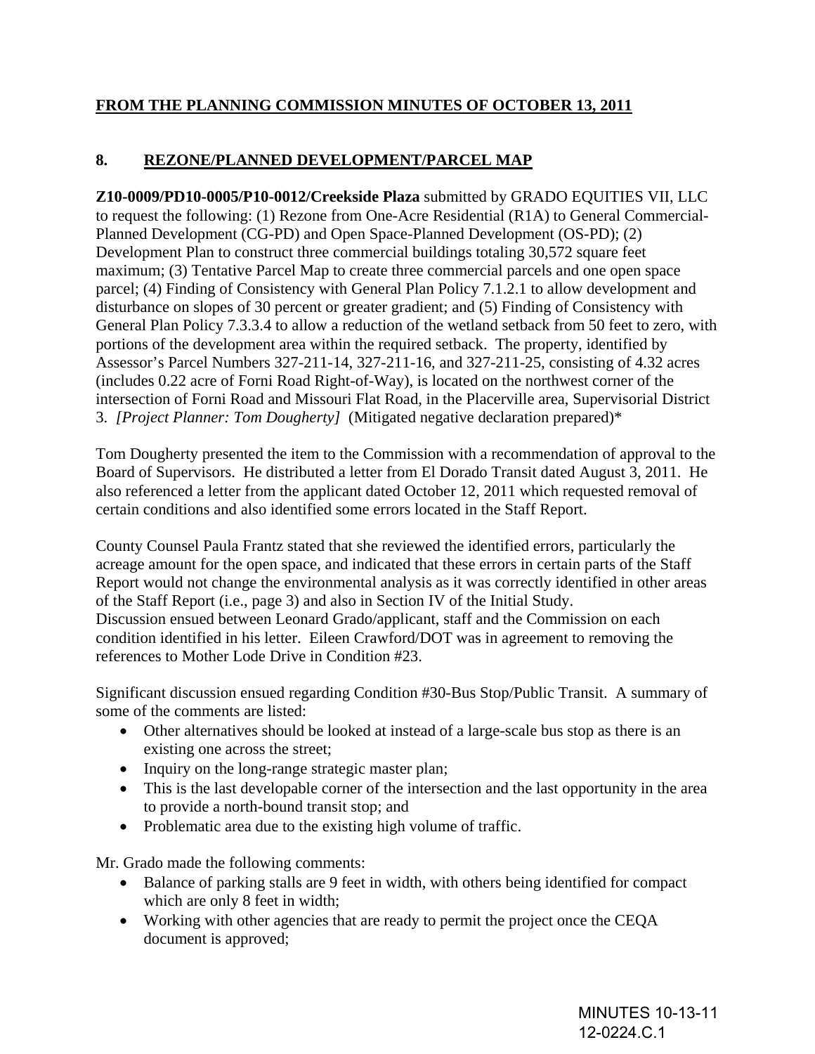**FROM THE PLANNING COMMISSION MINUTES OF OCTOBER 13, 2011**

## 8. REZONE/PLANNED DEVELOPMENT/PARCEL MAP

**Z10-0009/PD10-0005/P10-0012/Creekside Plaza** submitted by GRADO EQUITIES VII, LLC to request the following: (1) Rezone from One-Acre Residential (R1A) to General Commercial-Planned Development (CG-PD) and Open Space-Planned Development (OS-PD); (2) Development Plan to construct three commercial buildings totaling 30,572 square feet maximum; (3) Tentative Parcel Map to create three commercial parcels and one open space parcel; (4) Finding of Consistency with General Plan Policy 7.1.2.1 to allow development and disturbance on slopes of 30 percent or greater gradient; and (5) Finding of Consistency with General Plan Policy 7.3.3.4 to allow a reduction of the wetland setback from 50 feet to zero, with portions of the development area within the required setback. The property, identified by Assessor's Parcel Numbers 327-211-14, 327-211-16, and 327-211-25, consisting of 4.32 acres (includes 0.22 acre of Forni Road Right-of-Way), is located on the northwest corner of the intersection of Forni Road and Missouri Flat Road, in the Placerville area, Supervisorial District 3. *[Project Planner: Tom Dougherty]* (Mitigated negative declaration prepared)*

Tom Dougherty presented the item to the Commission with a recommendation of approval to the Board of Supervisors. He distributed a letter from El Dorado Transit dated August 3, 2011. He also referenced a letter from the applicant dated October 12, 2011 which requested removal of certain conditions and also identified some errors located in the Staff Report.

County Counsel Paula Frantz stated that she reviewed the identified errors, particularly the acreage amount for the open space, and indicated that these errors in certain parts of the Staff Report would not change the environmental analysis as it was correctly identified in other areas of the Staff Report (i.e., page 3) and also in Section IV of the Initial Study.
Discussion ensued between Leonard Grado/applicant, staff and the Commission on each condition identified in his letter. Eileen Crawford/DOT was in agreement to removing the references to Mother Lode Drive in Condition #23.

Significant discussion ensued regarding Condition #30-Bus Stop/Public Transit. A summary of some of the comments are listed:

- Other alternatives should be looked at instead of a large-scale bus stop as there is an existing one across the street;
- Inquiry on the long-range strategic master plan;
- This is the last developable corner of the intersection and the last opportunity in the area to provide a north-bound transit stop; and
- Problematic area due to the existing high volume of traffic.

Mr. Grado made the following comments:

- Balance of parking stalls are 9 feet in width, with others being identified for compact which are only 8 feet in width;
- Working with other agencies that are ready to permit the project once the CEQA document is approved;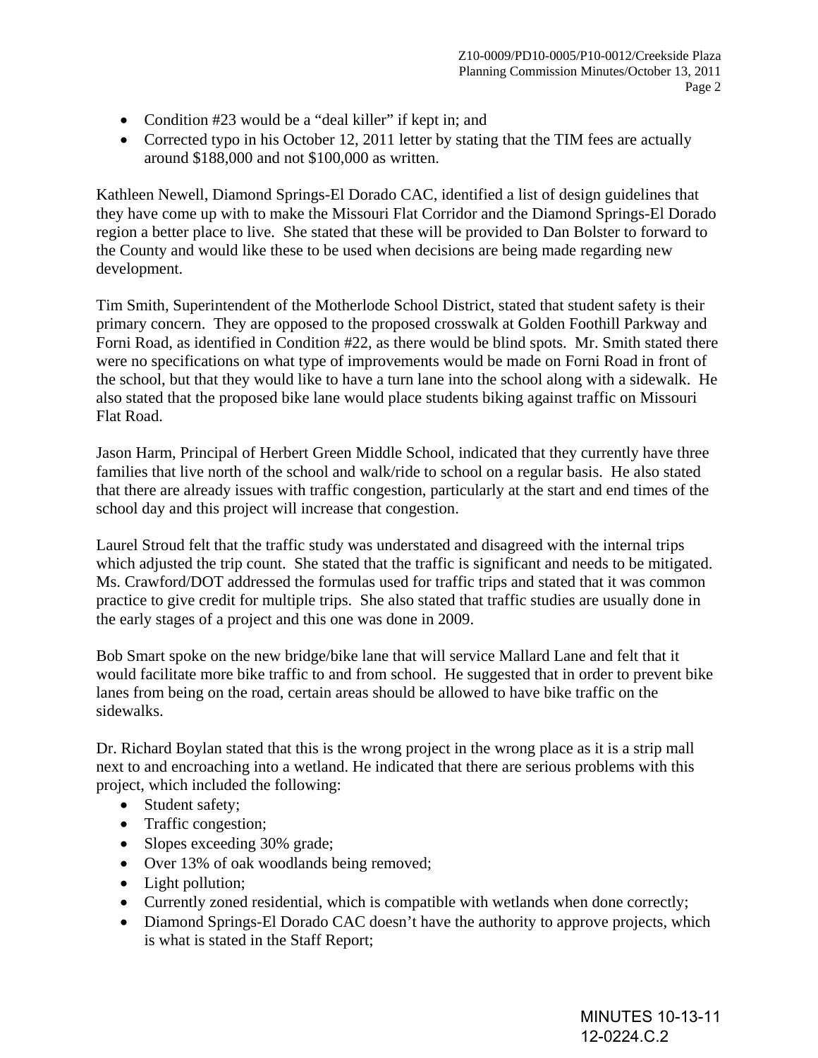- Condition #23 would be a "deal killer" if kept in; and
- Corrected typo in his October 12, 2011 letter by stating that the TIM fees are actually around $188,000 and not $100,000 as written.

Kathleen Newell, Diamond Springs-El Dorado CAC, identified a list of design guidelines that they have come up with to make the Missouri Flat Corridor and the Diamond Springs-El Dorado region a better place to live. She stated that these will be provided to Dan Bolster to forward to the County and would like these to be used when decisions are being made regarding new development.

Tim Smith, Superintendent of the Motherlode School District, stated that student safety is their primary concern. They are opposed to the proposed crosswalk at Golden Foothill Parkway and Forni Road, as identified in Condition #22, as there would be blind spots. Mr. Smith stated there were no specifications on what type of improvements would be made on Forni Road in front of the school, but that they would like to have a turn lane into the school along with a sidewalk. He also stated that the proposed bike lane would place students biking against traffic on Missouri Flat Road.

Jason Harm, Principal of Herbert Green Middle School, indicated that they currently have three families that live north of the school and walk/ride to school on a regular basis. He also stated that there are already issues with traffic congestion, particularly at the start and end times of the school day and this project will increase that congestion.

Laurel Stroud felt that the traffic study was understated and disagreed with the internal trips which adjusted the trip count. She stated that the traffic is significant and needs to be mitigated. Ms. Crawford/DOT addressed the formulas used for traffic trips and stated that it was common practice to give credit for multiple trips. She also stated that traffic studies are usually done in the early stages of a project and this one was done in 2009.

Bob Smart spoke on the new bridge/bike lane that will service Mallard Lane and felt that it would facilitate more bike traffic to and from school. He suggested that in order to prevent bike lanes from being on the road, certain areas should be allowed to have bike traffic on the sidewalks.

Dr. Richard Boylan stated that this is the wrong project in the wrong place as it is a strip mall next to and encroaching into a wetland. He indicated that there are serious problems with this project, which included the following:

- Student safety;
- Traffic congestion;
- Slopes exceeding 30% grade;
- Over 13% of oak woodlands being removed;
- Light pollution;
- Currently zoned residential, which is compatible with wetlands when done correctly;
- Diamond Springs-El Dorado CAC doesn't have the authority to approve projects, which is what is stated in the Staff Report;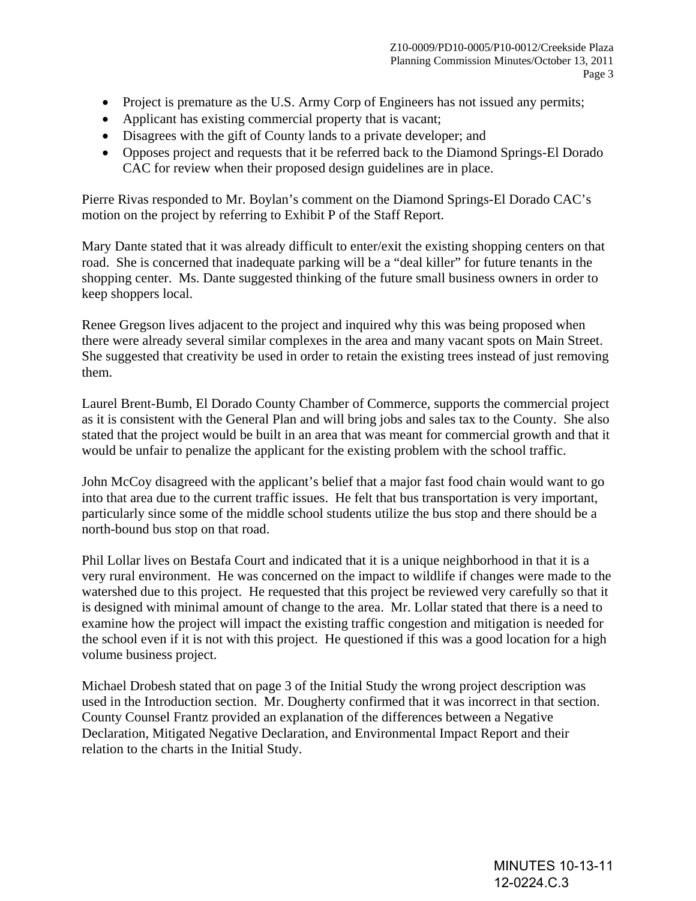- Project is premature as the U.S. Army Corp of Engineers has not issued any permits;
- Applicant has existing commercial property that is vacant;
- Disagrees with the gift of County lands to a private developer; and
- Opposes project and requests that it be referred back to the Diamond Springs-El Dorado CAC for review when their proposed design guidelines are in place.

Pierre Rivas responded to Mr. Boylan's comment on the Diamond Springs-El Dorado CAC's motion on the project by referring to Exhibit P of the Staff Report.

Mary Dante stated that it was already difficult to enter/exit the existing shopping centers on that road. She is concerned that inadequate parking will be a "deal killer" for future tenants in the shopping center. Ms. Dante suggested thinking of the future small business owners in order to keep shoppers local.

Renee Gregson lives adjacent to the project and inquired why this was being proposed when there were already several similar complexes in the area and many vacant spots on Main Street. She suggested that creativity be used in order to retain the existing trees instead of just removing them.

Laurel Brent-Bumb, El Dorado County Chamber of Commerce, supports the commercial project as it is consistent with the General Plan and will bring jobs and sales tax to the County. She also stated that the project would be built in an area that was meant for commercial growth and that it would be unfair to penalize the applicant for the existing problem with the school traffic.

John McCoy disagreed with the applicant's belief that a major fast food chain would want to go into that area due to the current traffic issues. He felt that bus transportation is very important, particularly since some of the middle school students utilize the bus stop and there should be a north-bound bus stop on that road.

Phil Lollar lives on Bestafa Court and indicated that it is a unique neighborhood in that it is a very rural environment. He was concerned on the impact to wildlife if changes were made to the watershed due to this project. He requested that this project be reviewed very carefully so that it is designed with minimal amount of change to the area. Mr. Lollar stated that there is a need to examine how the project will impact the existing traffic congestion and mitigation is needed for the school even if it is not with this project. He questioned if this was a good location for a high volume business project.

Michael Drobesh stated that on page 3 of the Initial Study the wrong project description was used in the Introduction section. Mr. Dougherty confirmed that it was incorrect in that section. County Counsel Frantz provided an explanation of the differences between a Negative Declaration, Mitigated Negative Declaration, and Environmental Impact Report and their relation to the charts in the Initial Study.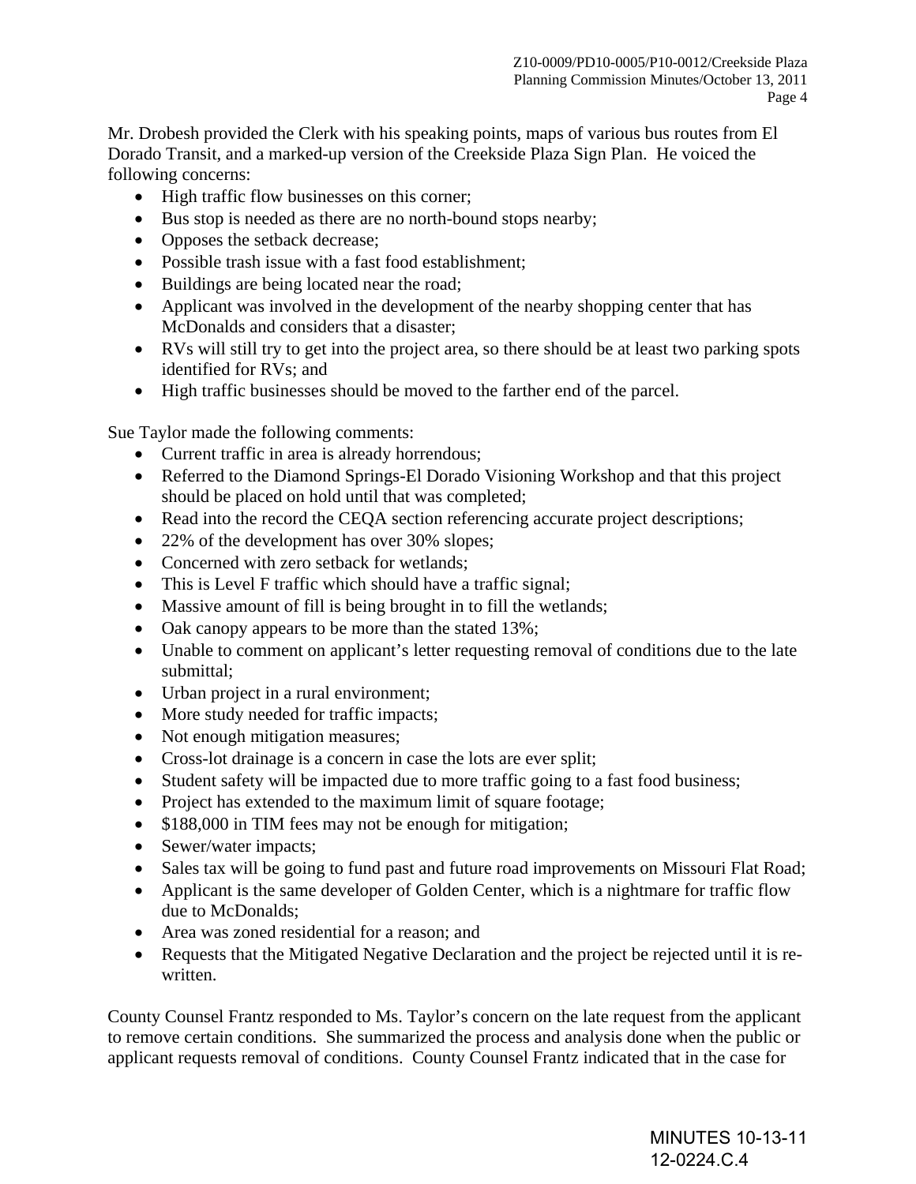Mr. Drobesh provided the Clerk with his speaking points, maps of various bus routes from El Dorado Transit, and a marked-up version of the Creekside Plaza Sign Plan. He voiced the following concerns:

- High traffic flow businesses on this corner;
- Bus stop is needed as there are no north-bound stops nearby;
- Opposes the setback decrease;
- Possible trash issue with a fast food establishment;
- Buildings are being located near the road;
- Applicant was involved in the development of the nearby shopping center that has McDonalds and considers that a disaster;
- RVs will still try to get into the project area, so there should be at least two parking spots identified for RVs; and
- High traffic businesses should be moved to the farther end of the parcel.

Sue Taylor made the following comments:

- Current traffic in area is already horrendous;
- Referred to the Diamond Springs-El Dorado Visioning Workshop and that this project should be placed on hold until that was completed;
- Read into the record the CEQA section referencing accurate project descriptions;
- 22% of the development has over 30% slopes;
- Concerned with zero setback for wetlands;
- This is Level F traffic which should have a traffic signal;
- Massive amount of fill is being brought in to fill the wetlands;
- Oak canopy appears to be more than the stated 13%;
- Unable to comment on applicant's letter requesting removal of conditions due to the late submittal;
- Urban project in a rural environment;
- More study needed for traffic impacts;
- Not enough mitigation measures;
- Cross-lot drainage is a concern in case the lots are ever split;
- Student safety will be impacted due to more traffic going to a fast food business;
- Project has extended to the maximum limit of square footage;
- $188,000 in TIM fees may not be enough for mitigation;
- Sewer/water impacts;
- Sales tax will be going to fund past and future road improvements on Missouri Flat Road;
- Applicant is the same developer of Golden Center, which is a nightmare for traffic flow due to McDonalds;
- Area was zoned residential for a reason; and
- Requests that the Mitigated Negative Declaration and the project be rejected until it is re-written.

County Counsel Frantz responded to Ms. Taylor's concern on the late request from the applicant to remove certain conditions. She summarized the process and analysis done when the public or applicant requests removal of conditions. County Counsel Frantz indicated that in the case for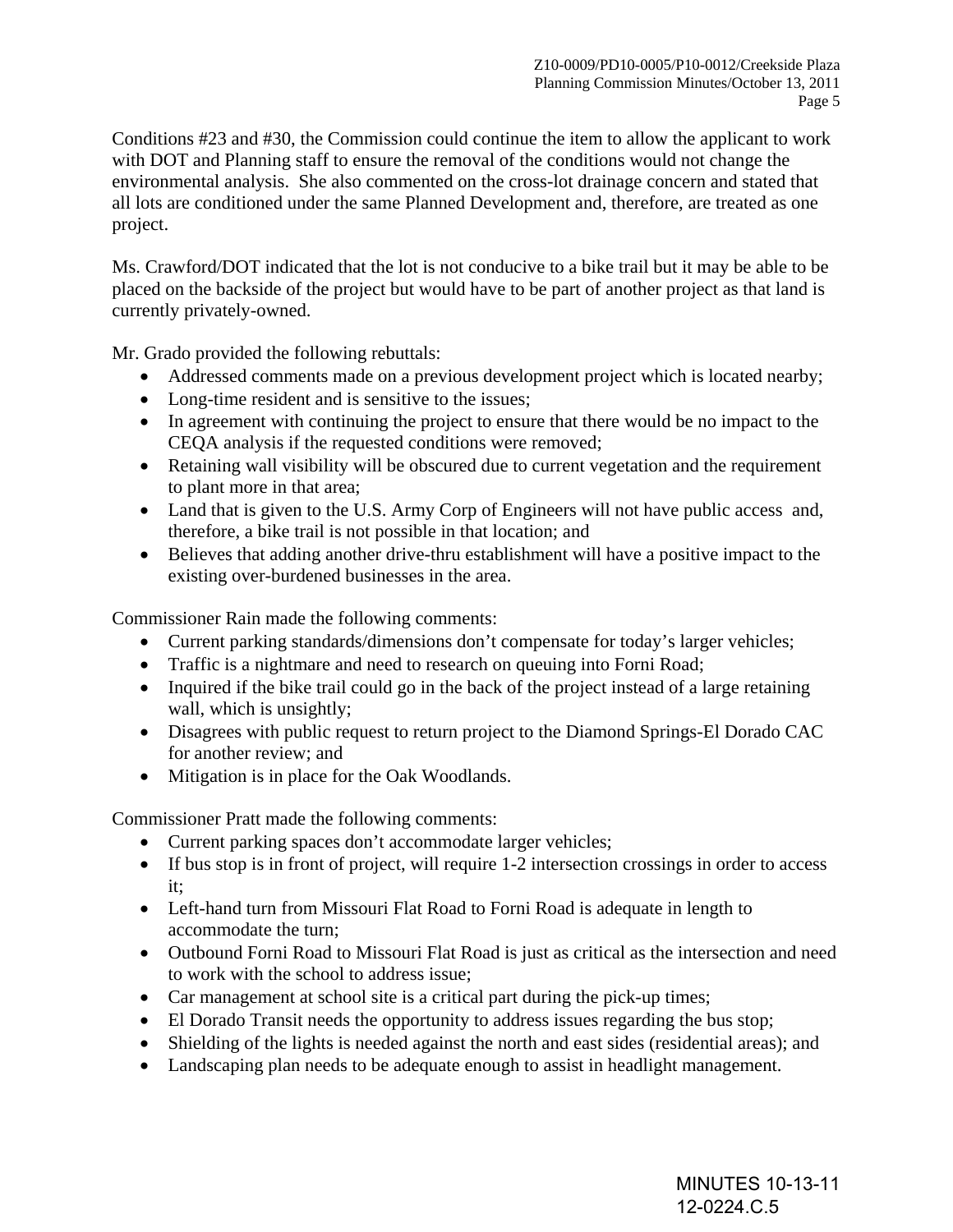Conditions #23 and #30, the Commission could continue the item to allow the applicant to work with DOT and Planning staff to ensure the removal of the conditions would not change the environmental analysis. She also commented on the cross-lot drainage concern and stated that all lots are conditioned under the same Planned Development and, therefore, are treated as one project.

Ms. Crawford/DOT indicated that the lot is not conducive to a bike trail but it may be able to be placed on the backside of the project but would have to be part of another project as that land is currently privately-owned.

Mr. Grado provided the following rebuttals:

- Addressed comments made on a previous development project which is located nearby;
- Long-time resident and is sensitive to the issues;
- In agreement with continuing the project to ensure that there would be no impact to the CEQA analysis if the requested conditions were removed;
- Retaining wall visibility will be obscured due to current vegetation and the requirement to plant more in that area;
- Land that is given to the U.S. Army Corp of Engineers will not have public access and, therefore, a bike trail is not possible in that location; and
- Believes that adding another drive-thru establishment will have a positive impact to the existing over-burdened businesses in the area.

Commissioner Rain made the following comments:

- Current parking standards/dimensions don't compensate for today's larger vehicles;
- Traffic is a nightmare and need to research on queuing into Forni Road;
- Inquired if the bike trail could go in the back of the project instead of a large retaining wall, which is unsightly;
- Disagrees with public request to return project to the Diamond Springs-El Dorado CAC for another review; and
- Mitigation is in place for the Oak Woodlands.

Commissioner Pratt made the following comments:

- Current parking spaces don't accommodate larger vehicles;
- If bus stop is in front of project, will require 1-2 intersection crossings in order to access it;
- Left-hand turn from Missouri Flat Road to Forni Road is adequate in length to accommodate the turn;
- Outbound Forni Road to Missouri Flat Road is just as critical as the intersection and need to work with the school to address issue;
- Car management at school site is a critical part during the pick-up times;
- El Dorado Transit needs the opportunity to address issues regarding the bus stop;
- Shielding of the lights is needed against the north and east sides (residential areas); and
- Landscaping plan needs to be adequate enough to assist in headlight management.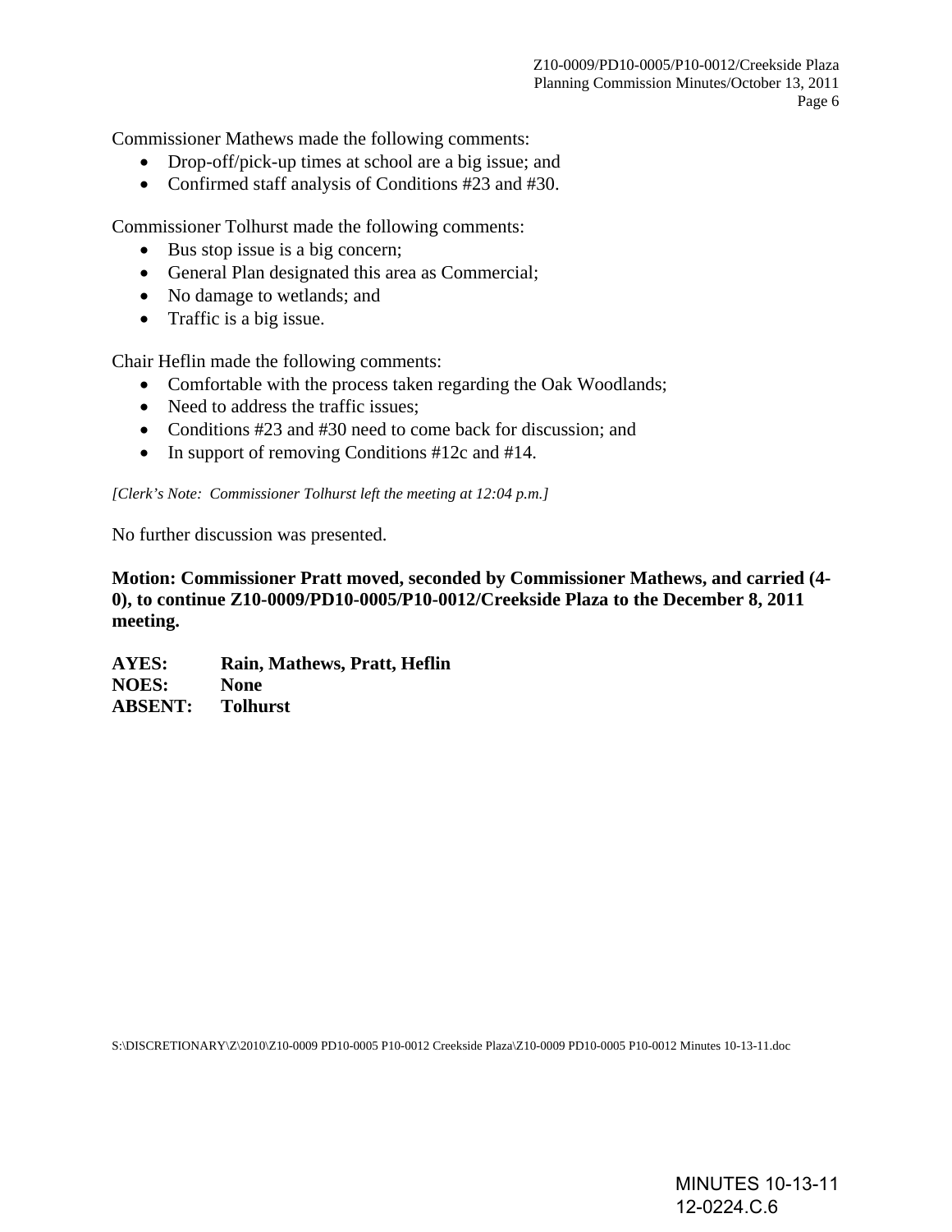Commissioner Mathews made the following comments:

- Drop-off/pick-up times at school are a big issue; and
- Confirmed staff analysis of Conditions #23 and #30.

Commissioner Tolhurst made the following comments:

- Bus stop issue is a big concern;
- General Plan designated this area as Commercial;
- No damage to wetlands; and
- Traffic is a big issue.

Chair Heflin made the following comments:

- Comfortable with the process taken regarding the Oak Woodlands;
- Need to address the traffic issues;
- Conditions #23 and #30 need to come back for discussion; and
- In support of removing Conditions #12c and #14.

*[Clerk's Note: Commissioner Tolhurst left the meeting at 12:04 p.m.]*

No further discussion was presented.

**Motion: Commissioner Pratt moved, seconded by Commissioner Mathews, and carried (4-0), to continue Z10-0009/PD10-0005/P10-0012/Creekside Plaza to the December 8, 2011 meeting.**

**AYES: Rain, Mathews, Pratt, Heflin**
**NOES: None**
**ABSENT: Tolhurst**

S:\DISCRETIONARY\Z\2010\Z10-0009 PD10-0005 P10-0012 Creekside Plaza\Z10-0009 PD10-0005 P10-0012 Minutes 10-13-11.doc

MINUTES 10-13-11
12-0224.C.6